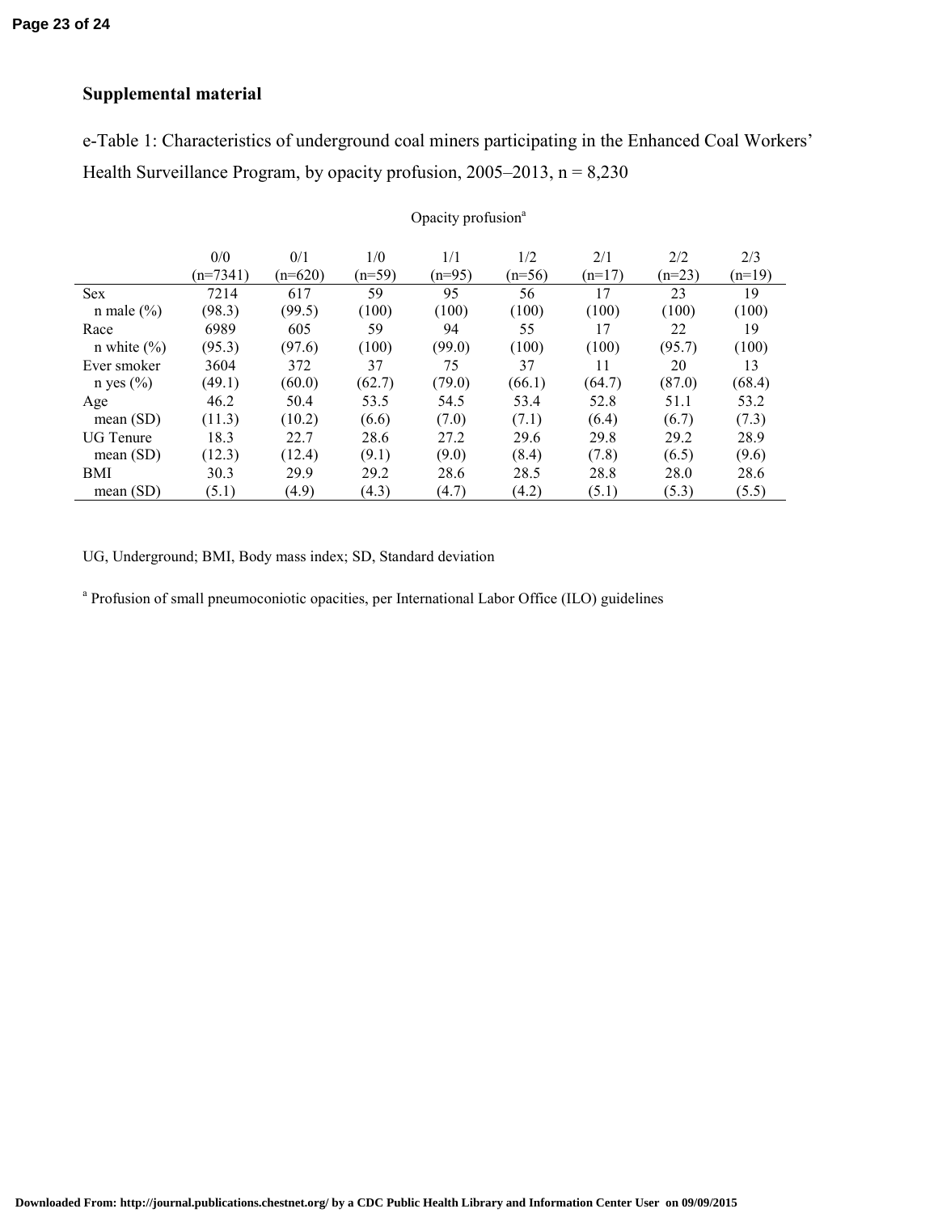## Supplemental material

e-Table 1: Characteristics of underground coal miners participating in the Enhanced Coal Workers' Health Surveillance Program, by opacity profusion, 2005–2013, n = 8,230

| | Opacity profusion[a] | | | | | | | |
|---|---|---|---|---|---|---|---|---|
| | 0/0 (n=7341) | 0/1 (n=620) | 1/0 (n=59) | 1/1 (n=95) | 1/2 (n=56) | 2/1 (n=17) | 2/2 (n=23) | 2/3 (n=19) |
| Sex | 7214 | 617 | 59 | 95 | 56 | 17 | 23 | 19 |
| n male (%) | (98.3) | (99.5) | (100) | (100) | (100) | (100) | (100) | (100) |
| Race | 6989 | 605 | 59 | 94 | 55 | 17 | 22 | 19 |
| n white (%) | (95.3) | (97.6) | (100) | (99.0) | (100) | (100) | (95.7) | (100) |
| Ever smoker | 3604 | 372 | 37 | 75 | 37 | 11 | 20 | 13 |
| n yes (%) | (49.1) | (60.0) | (62.7) | (79.0) | (66.1) | (64.7) | (87.0) | (68.4) |
| Age | 46.2 | 50.4 | 53.5 | 54.5 | 53.4 | 52.8 | 51.1 | 53.2 |
| mean (SD) | (11.3) | (10.2) | (6.6) | (7.0) | (7.1) | (6.4) | (6.7) | (7.3) |
| UG Tenure | 18.3 | 22.7 | 28.6 | 27.2 | 29.6 | 29.8 | 29.2 | 28.9 |
| mean (SD) | (12.3) | (12.4) | (9.1) | (9.0) | (8.4) | (7.8) | (6.5) | (9.6) |
| BMI | 30.3 | 29.9 | 29.2 | 28.6 | 28.5 | 28.8 | 28.0 | 28.6 |
| mean (SD) | (5.1) | (4.9) | (4.3) | (4.7) | (4.2) | (5.1) | (5.3) | (5.5) |

UG, Underground; BMI, Body mass index; SD, Standard deviation

[a] Profusion of small pneumoconiotic opacities, per International Labor Office (ILO) guidelines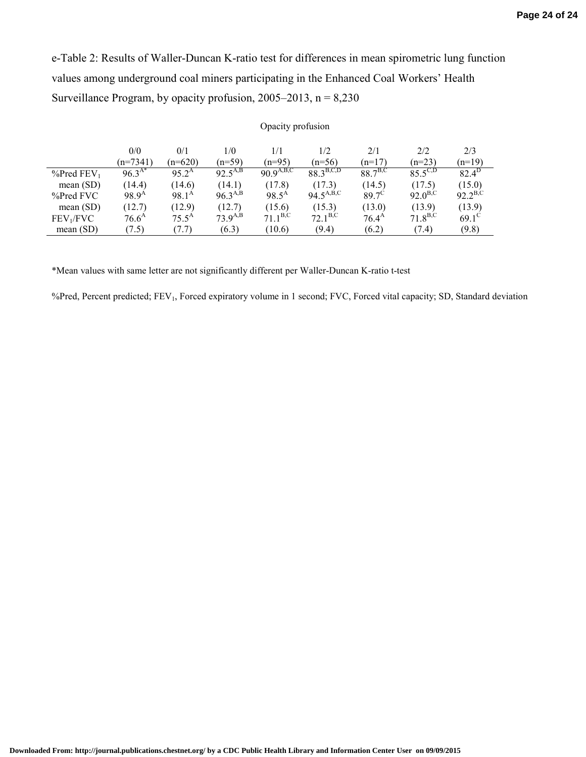e-Table 2: Results of Waller-Duncan K-ratio test for differences in mean spirometric lung function values among underground coal miners participating in the Enhanced Coal Workers' Health Surveillance Program, by opacity profusion, 2005–2013, n = 8,230

| | Opacity profusion | | | | | | | |
|---|---|---|---|---|---|---|---|---|
| | 0/0 (n=7341) | 0/1 (n=620) | 1/0 (n=59) | 1/1 (n=95) | 1/2 (n=56) | 2/1 (n=17) | 2/2 (n=23) | 2/3 (n=19) |
| %Pred $FEV_1$ mean (SD) | 96.3[A*] (14.4) | 95.2[A] (14.6) | 92.5[A,B] (14.1) | 90.9[A,B,C] (17.8) | 88.3[B,C,D] (17.3) | 88.7[B,C] (14.5) | 85.5[C,D] (17.5) | 82.4[D] (15.0) |
| %Pred FVC mean (SD) | 98.9[A] (12.7) | 98.1[A] (12.9) | 96.3[A,B] (12.7) | 98.5[A] (15.6) | 94.5[A,B,C] (15.3) | 89.7[C] (13.0) | 92.0[B,C] (13.9) | 92.2[B,C] (13.9) |
| $FEV_1$/FVC mean (SD) | 76.6[A] (7.5) | 75.5[A] (7.7) | 73.9[A,B] (6.3) | 71.1[B,C] (10.6) | 72.1[B,C] (9.4) | 76.4[A] (6.2) | 71.8[B,C] (7.4) | 69.1[C] (9.8) |

*Mean values with same letter are not significantly different per Waller-Duncan K-ratio t-test

%Pred, Percent predicted; $FEV_1$, Forced expiratory volume in 1 second; FVC, Forced vital capacity; SD, Standard deviation